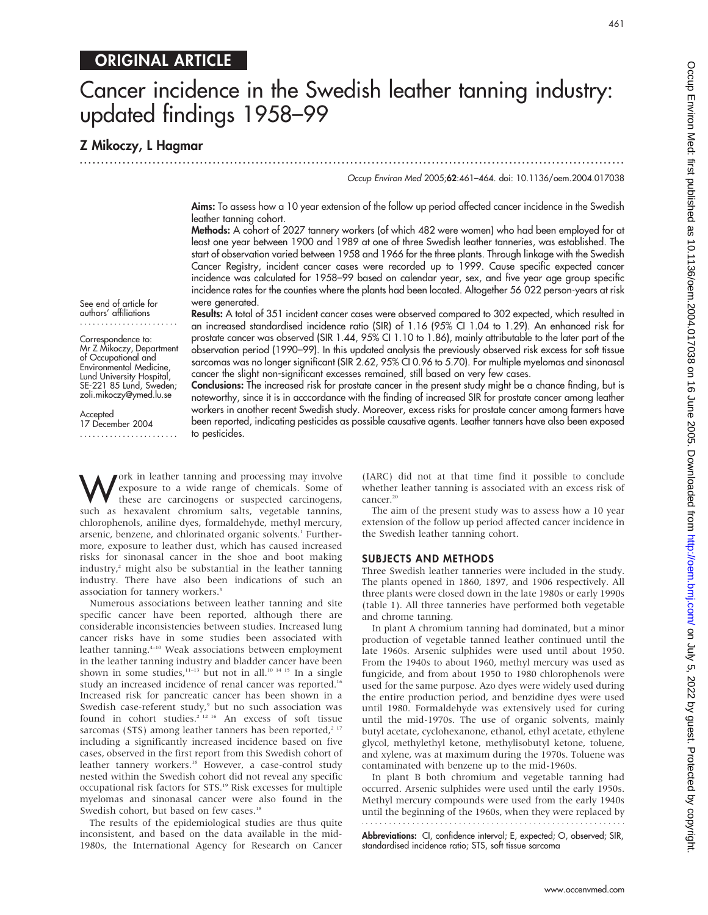## ORIGINAL ARTICLE

# Cancer incidence in the Swedish leather tanning industry: updated findings 1958–99

**Z Mikoczy, L Hagmar**

*Occup Environ Med* 2005;**62**:461–464. doi: 10.1136/oem.2004.017038

**Aims:** To assess how a 10 year extension of the follow up period affected cancer incidence in the Swedish leather tanning cohort.

**Methods:** A cohort of 2027 tannery workers (of which 482 were women) who had been employed for at least one year between 1900 and 1989 at one of three Swedish leather tanneries, was established. The start of observation varied between 1958 and 1966 for the three plants. Through linkage with the Swedish Cancer Registry, incident cancer cases were recorded up to 1999. Cause specific expected cancer incidence was calculated for 1958–99 based on calendar year, sex, and five year age group specific incidence rates for the counties where the plants had been located. Altogether 56 022 person-years at risk were generated.

**Results:** A total of 351 incident cancer cases were observed compared to 302 expected, which resulted in an increased standardised incidence ratio (SIR) of 1.16 (95% CI 1.04 to 1.29). An enhanced risk for prostate cancer was observed (SIR 1.44, 95% CI 1.10 to 1.86), mainly attributable to the later part of the observation period (1990–99). In this updated analysis the previously observed risk excess for soft tissue sarcomas was no longer significant (SIR 2.62, 95% CI 0.96 to 5.70). For multiple myelomas and sinonasal cancer the slight non-significant excesses remained, still based on very few cases.

**Conclusions:** The increased risk for prostate cancer in the present study might be a chance finding, but is noteworthy, since it is in acccordance with the finding of increased SIR for prostate cancer among leather workers in another recent Swedish study. Moreover, excess risks for prostate cancer among farmers have been reported, indicating pesticides as possible causative agents. Leather tanners have also been exposed to pesticides.

See end of article for authors' affiliations

Correspondence to: Mr Z Mikoczy, Department of Occupational and Environmental Medicine, Lund University Hospital, SE-221 85 Lund, Sweden; zoli.mikoczy@ymed.lu.se

Accepted 17 December 2004

Work in leather tanning and processing may involve exposure to a wide range of chemicals. Some of these are carcinogens or suspected carcinogens, such as hexavalent chromium salts, vegetable tannins, chlorophenols, aniline dyes, formaldehyde, methyl mercury, arsenic, benzene, and chlorinated organic solvents.[1] Furthermore, exposure to leather dust, which has caused increased risks for sinonasal cancer in the shoe and boot making industry,[2] might also be substantial in the leather tanning industry. There have also been indications of such an association for tannery workers.[3]

Numerous associations between leather tanning and site specific cancer have been reported, although there are considerable inconsistencies between studies. Increased lung cancer risks have in some studies been associated with leather tanning.[4–10] Weak associations between employment in the leather tanning industry and bladder cancer have been shown in some studies,[11–13] but not in all.[10 14 15] In a single study an increased incidence of renal cancer was reported.[16] Increased risk for pancreatic cancer has been shown in a Swedish case-referent study,[9] but no such association was found in cohort studies.[2 12 16] An excess of soft tissue sarcomas (STS) among leather tanners has been reported,[2 17] including a significantly increased incidence based on five cases, observed in the first report from this Swedish cohort of leather tannery workers.[18] However, a case-control study nested within the Swedish cohort did not reveal any specific occupational risk factors for STS.[19] Risk excesses for multiple myelomas and sinonasal cancer were also found in the Swedish cohort, but based on few cases.[18]

The results of the epidemiological studies are thus quite inconsistent, and based on the data available in the mid-1980s, the International Agency for Research on Cancer (IARC) did not at that time find it possible to conclude whether leather tanning is associated with an excess risk of cancer.[20]

The aim of the present study was to assess how a 10 year extension of the follow up period affected cancer incidence in the Swedish leather tanning cohort.

## SUBJECTS AND METHODS

Three Swedish leather tanneries were included in the study. The plants opened in 1860, 1897, and 1906 respectively. All three plants were closed down in the late 1980s or early 1990s (table 1). All three tanneries have performed both vegetable and chrome tanning.

In plant A chromium tanning had dominated, but a minor production of vegetable tanned leather continued until the late 1960s. Arsenic sulphides were used until about 1950. From the 1940s to about 1960, methyl mercury was used as fungicide, and from about 1950 to 1980 chlorophenols were used for the same purpose. Azo dyes were widely used during the entire production period, and benzidine dyes were used until 1980. Formaldehyde was extensively used for curing until the mid-1970s. The use of organic solvents, mainly butyl acetate, cyclohexanone, ethanol, ethyl acetate, ethylene glycol, methylethyl ketone, methylisobutyl ketone, toluene, and xylene, was at maximum during the 1970s. Toluene was contaminated with benzene up to the mid-1960s.

In plant B both chromium and vegetable tanning had occurred. Arsenic sulphides were used until the early 1950s. Methyl mercury compounds were used from the early 1940s until the beginning of the 1960s, when they were replaced by

**Abbreviations:** CI, confidence interval; E, expected; O, observed; SIR, standardised incidence ratio; STS, soft tissue sarcoma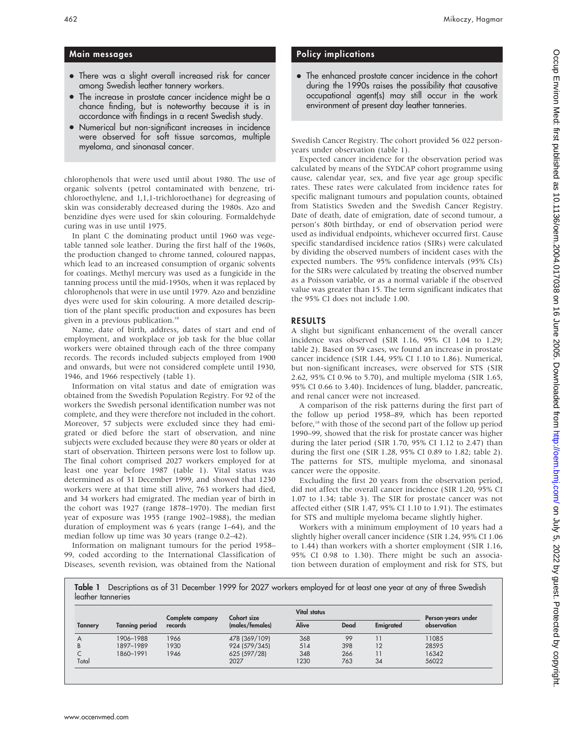## Main messages

- There was a slight overall increased risk for cancer among Swedish leather tannery workers.
- The increase in prostate cancer incidence might be a chance finding, but is noteworthy because it is in accordance with findings in a recent Swedish study.
- Numerical but non-significant increases in incidence were observed for soft tissue sarcomas, multiple myeloma, and sinonasal cancer.

## Policy implications

- The enhanced prostate cancer incidence in the cohort during the 1990s raises the possibility that causative occupational agent(s) may still occur in the work environment of present day leather tanneries.

chlorophenols that were used until about 1980. The use of organic solvents (petrol contaminated with benzene, trichloroethylene, and 1,1,1-trichloroethane) for degreasing of skin was considerably decreased during the 1980s. Azo and benzidine dyes were used for skin colouring. Formaldehyde curing was in use until 1975.

In plant C the dominating product until 1960 was vegetable tanned sole leather. During the first half of the 1960s, the production changed to chrome tanned, coloured nappas, which lead to an increased consumption of organic solvents for coatings. Methyl mercury was used as a fungicide in the tanning process until the mid-1950s, when it was replaced by chlorophenols that were in use until 1979. Azo and benzidine dyes were used for skin colouring. A more detailed description of the plant specific production and exposures has been given in a previous publication.[18]

Name, date of birth, address, dates of start and end of employment, and workplace or job task for the blue collar workers were obtained through each of the three company records. The records included subjects employed from 1900 and onwards, but were not considered complete until 1930, 1946, and 1966 respectively (table 1).

Information on vital status and date of emigration was obtained from the Swedish Population Registry. For 92 of the workers the Swedish personal identification number was not complete, and they were therefore not included in the cohort. Moreover, 57 subjects were excluded since they had emigrated or died before the start of observation, and nine subjects were excluded because they were 80 years or older at start of observation. Thirteen persons were lost to follow up. The final cohort comprised 2027 workers employed for at least one year before 1987 (table 1). Vital status was determined as of 31 December 1999, and showed that 1230 workers were at that time still alive, 763 workers had died, and 34 workers had emigrated. The median year of birth in the cohort was 1927 (range 1878–1970). The median first year of exposure was 1955 (range 1902–1988), the median duration of employment was 6 years (range 1–64), and the median follow up time was 30 years (range 0.2–42).

Information on malignant tumours for the period 1958–99, coded according to the International Classification of Diseases, seventh revision, was obtained from the National Swedish Cancer Registry. The cohort provided 56 022 person-years under observation (table 1).

Expected cancer incidence for the observation period was calculated by means of the SYDCAP cohort programme using cause, calendar year, sex, and five year age group specific rates. These rates were calculated from incidence rates for specific malignant tumours and population counts, obtained from Statistics Sweden and the Swedish Cancer Registry. Date of death, date of emigration, date of second tumour, a person's 80th birthday, or end of observation period were used as individual endpoints, whichever occurred first. Cause specific standardised incidence ratios (SIRs) were calculated by dividing the observed numbers of incident cases with the expected numbers. The 95% confidence intervals (95% CIs) for the SIRs were calculated by treating the observed number as a Poisson variable, or as a normal variable if the observed value was greater than 15. The term significant indicates that the 95% CI does not include 1.00.

## RESULTS

A slight but significant enhancement of the overall cancer incidence was observed (SIR 1.16, 95% CI 1.04 to 1.29; table 2). Based on 59 cases, we found an increase in prostate cancer incidence (SIR 1.44, 95% CI 1.10 to 1.86). Numerical, but non-significant increases, were observed for STS (SIR 2.62, 95% CI 0.96 to 5.70), and multiple myeloma (SIR 1.65, 95% CI 0.66 to 3.40). Incidences of lung, bladder, pancreatic, and renal cancer were not increased.

A comparison of the risk patterns during the first part of the follow up period 1958–89, which has been reported before,[18] with those of the second part of the follow up period 1990–99, showed that the risk for prostate cancer was higher during the later period (SIR 1.70, 95% CI 1.12 to 2.47) than during the first one (SIR 1.28, 95% CI 0.89 to 1.82; table 2). The patterns for STS, multiple myeloma, and sinonasal cancer were the opposite.

Excluding the first 20 years from the observation period, did not affect the overall cancer incidence (SIR 1.20, 95% CI 1.07 to 1.34; table 3). The SIR for prostate cancer was not affected either (SIR 1.47, 95% CI 1.10 to 1.91). The estimates for STS and multiple myeloma became slightly higher.

Workers with a minimum employment of 10 years had a slightly higher overall cancer incidence (SIR 1.24, 95% CI 1.06 to 1.44) than workers with a shorter employment (SIR 1.16, 95% CI 0.98 to 1.30). There might be such an association between duration of employment and risk for STS, but

**Table 1** Descriptions as of 31 December 1999 for 2027 workers employed for at least one year at any of three Swedish leather tanneries

| Tannery | Tanning period | Complete company records | Cohort size (males/females) | Vital status | | | Person-years under observation |
|---|---|---|---|---|---|---|---|
| | | | | Alive | Dead | Emigrated | |
| A | 1906–1988 | 1966 | 478 (369/109) | 368 | 99 | 11 | 11085 |
| B | 1897–1989 | 1930 | 924 (579/345) | 514 | 398 | 12 | 28595 |
| C | 1860–1991 | 1946 | 625 (597/28) | 348 | 266 | 11 | 16342 |
| Total | | | 2027 | 1230 | 763 | 34 | 56022 |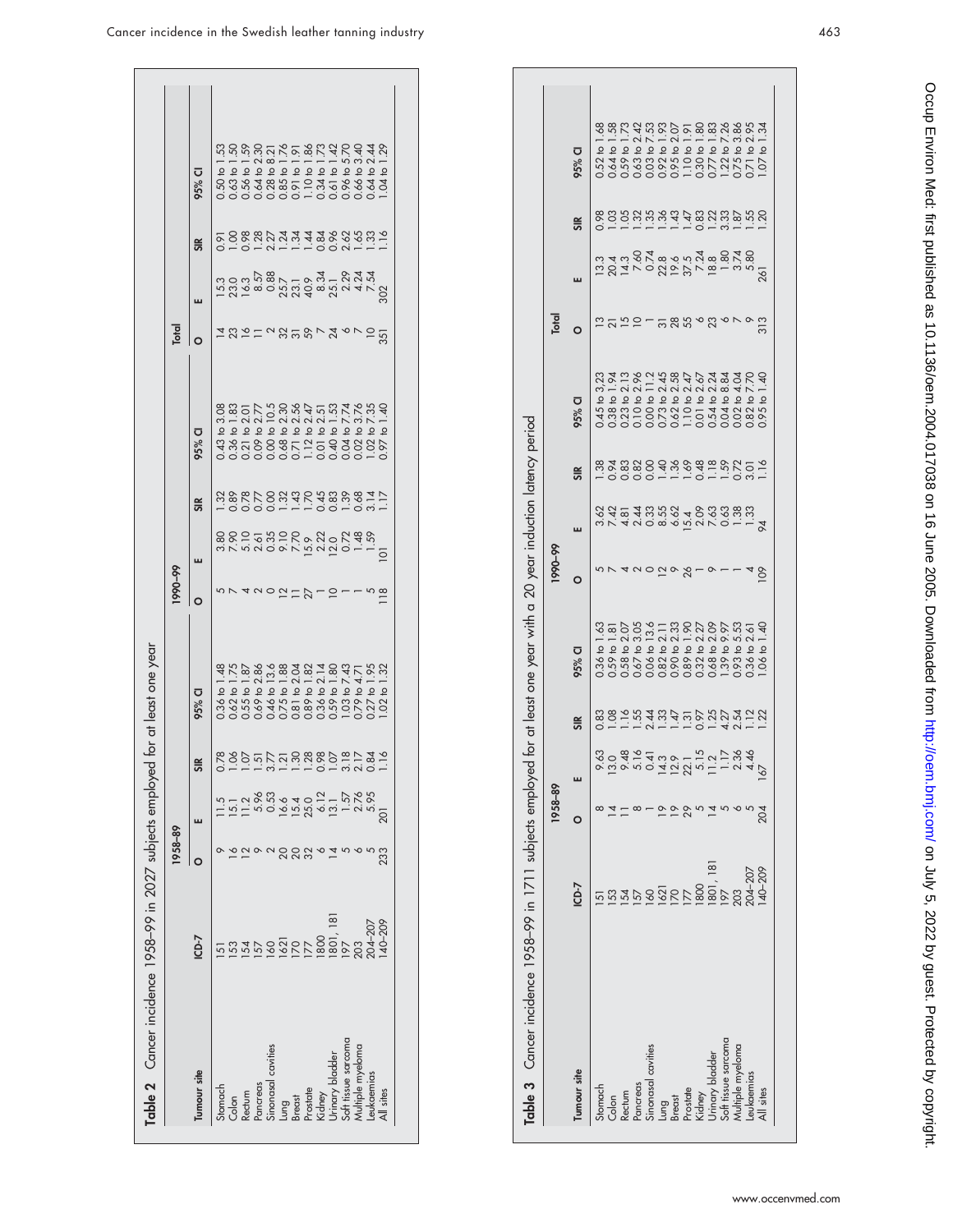**Table 2** Cancer incidence 1958–99 in 2027 subjects employed for at least one year

| Tumour site | ICD-7 | 1958–89 | | | | 1990–99 | | | | Total | | | |
|---|---|---|---|---|---|---|---|---|---|---|---|---|---|
| | | O | E | SIR | 95% CI | O | E | SIR | 95% CI | O | E | SIR | 95% CI |
| Stomach | 151 | 9 | 11.5 | 0.78 | 0.36 to 1.48 | 5 | 3.80 | 1.32 | 0.43 to 3.08 | 14 | 15.3 | 0.91 | 0.50 to 1.53 |
| Colon | 153 | 16 | 15.1 | 1.06 | 0.62 to 1.75 | 7 | 7.90 | 0.89 | 0.36 to 1.83 | 23 | 23.0 | 1.00 | 0.63 to 1.50 |
| Rectum | 154 | 12 | 11.2 | 1.07 | 0.55 to 1.87 | 4 | 5.10 | 0.78 | 0.21 to 2.01 | 16 | 16.3 | 0.98 | 0.56 to 1.59 |
| Pancreas | 157 | 9 | 5.96 | 1.51 | 0.69 to 2.86 | 2 | 2.61 | 0.77 | 0.09 to 2.77 | 11 | 8.57 | 1.28 | 0.64 to 2.30 |
| Sinonasal cavities | 160 | 2 | 0.53 | 3.77 | 0.46 to 13.6 | 0 | 0.35 | 0.00 | 0.00 to 10.5 | 2 | 0.88 | 2.27 | 0.28 to 8.21 |
| Lung | 1621 | 20 | 16.6 | 1.21 | 0.75 to 1.88 | 12 | 9.10 | 1.32 | 0.68 to 2.30 | 32 | 25.7 | 1.24 | 0.85 to 1.76 |
| Breast | 170 | 20 | 15.4 | 1.30 | 0.81 to 2.04 | 11 | 7.70 | 1.43 | 0.71 to 2.56 | 31 | 23.1 | 1.34 | 0.91 to 1.91 |
| Prostate | 177 | 32 | 25.0 | 1.28 | 0.89 to 1.82 | 27 | 15.9 | 1.70 | 1.12 to 2.47 | 59 | 40.9 | 1.44 | 1.10 to 1.86 |
| Kidney | 1800 | 6 | 6.12 | 0.98 | 0.36 to 2.14 | 1 | 2.22 | 0.45 | 0.01 to 2.51 | 7 | 8.34 | 0.84 | 0.34 to 1.73 |
| Urinary bladder | 1801, 181 | 14 | 13.1 | 1.07 | 0.59 to 1.80 | 10 | 12.0 | 0.83 | 0.40 to 1.53 | 24 | 25.1 | 0.96 | 0.61 to 1.42 |
| Soft tissue sarcoma | 197 | 5 | 1.57 | 3.18 | 1.03 to 7.43 | 1 | 0.72 | 1.39 | 0.04 to 7.74 | 6 | 2.29 | 2.62 | 0.96 to 5.70 |
| Multiple myeloma | 203 | 6 | 2.76 | 2.17 | 0.79 to 4.71 | 1 | 1.48 | 0.68 | 0.02 to 3.76 | 7 | 4.24 | 1.65 | 0.66 to 3.40 |
| Leukaemias | 204–207 | 5 | 5.95 | 0.84 | 0.27 to 1.95 | 5 | 1.59 | 3.14 | 1.02 to 7.35 | 10 | 7.54 | 1.33 | 0.64 to 2.44 |
| All sites | 140–209 | 233 | 201 | 1.16 | 1.02 to 1.32 | 118 | 101 | 1.17 | 0.97 to 1.40 | 351 | 302 | 1.16 | 1.04 to 1.29 |

**Table 3** Cancer incidence 1958–99 in 1711 subjects employed for at least one year with a 20 year induction latency period

| Tumour site | ICD-7 | 1958–89 | | | | 1990–99 | | | | Total | | | |
|---|---|---|---|---|---|---|---|---|---|---|---|---|---|
| | | O | E | SIR | 95% CI | O | E | SIR | 95% CI | O | E | SIR | 95% CI |
| Stomach | 151 | 8 | 9.63 | 0.83 | 0.36 to 1.63 | 5 | 3.62 | 1.38 | 0.45 to 3.23 | 13 | 13.3 | 0.98 | 0.52 to 1.68 |
| Colon | 153 | 14 | 13.0 | 1.08 | 0.59 to 1.81 | 7 | 7.42 | 0.94 | 0.38 to 1.94 | 21 | 20.4 | 1.03 | 0.64 to 1.58 |
| Rectum | 154 | 11 | 9.48 | 1.16 | 0.58 to 2.07 | 4 | 4.81 | 0.83 | 0.23 to 2.13 | 15 | 14.3 | 1.05 | 0.59 to 1.73 |
| Pancreas | 157 | 8 | 5.16 | 1.55 | 0.67 to 3.05 | 2 | 2.44 | 0.82 | 0.10 to 2.96 | 10 | 7.60 | 1.32 | 0.63 to 2.42 |
| Sinonasal cavities | 160 | 1 | 0.41 | 2.44 | 0.06 to 13.6 | 0 | 0.33 | 0.00 | 0.00 to 11.2 | 1 | 0.74 | 1.35 | 0.03 to 7.53 |
| Lung | 1621 | 19 | 14.3 | 1.33 | 0.82 to 2.11 | 12 | 8.55 | 1.40 | 0.73 to 2.45 | 31 | 22.8 | 1.36 | 0.92 to 1.93 |
| Breast | 170 | 19 | 12.9 | 1.47 | 0.90 to 2.33 | 9 | 6.62 | 1.36 | 0.62 to 2.58 | 28 | 19.6 | 1.43 | 0.95 to 2.07 |
| Prostate | 177 | 29 | 22.1 | 1.31 | 0.89 to 1.90 | 26 | 15.4 | 1.69 | 1.10 to 2.47 | 55 | 37.5 | 1.47 | 1.10 to 1.91 |
| Kidney | 1800 | 5 | 5.15 | 0.97 | 0.32 to 2.27 | 1 | 2.09 | 0.48 | 0.01 to 2.67 | 6 | 7.24 | 0.83 | 0.30 to 1.80 |
| Urinary bladder | 1801, 181 | 14 | 11.2 | 1.25 | 0.68 to 2.09 | 9 | 7.63 | 1.18 | 0.54 to 2.24 | 23 | 18.8 | 1.22 | 0.77 to 1.83 |
| Soft tissue sarcoma | 197 | 5 | 1.17 | 4.27 | 1.39 to 9.97 | 1 | 0.63 | 1.59 | 0.04 to 8.84 | 6 | 1.80 | 3.33 | 1.22 to 7.26 |
| Multiple myeloma | 203 | 6 | 2.36 | 2.54 | 0.93 to 5.53 | 1 | 1.38 | 0.72 | 0.02 to 4.04 | 7 | 3.74 | 1.87 | 0.75 to 3.86 |
| Leukaemias | 204–207 | 5 | 4.46 | 1.12 | 0.36 to 2.61 | 4 | 1.33 | 3.01 | 0.82 to 7.70 | 9 | 5.80 | 1.55 | 0.71 to 2.95 |
| All sites | 140–209 | 204 | 167 | 1.22 | 1.06 to 1.40 | 109 | 94 | 1.16 | 0.95 to 1.40 | 313 | 261 | 1.20 | 1.07 to 1.34 |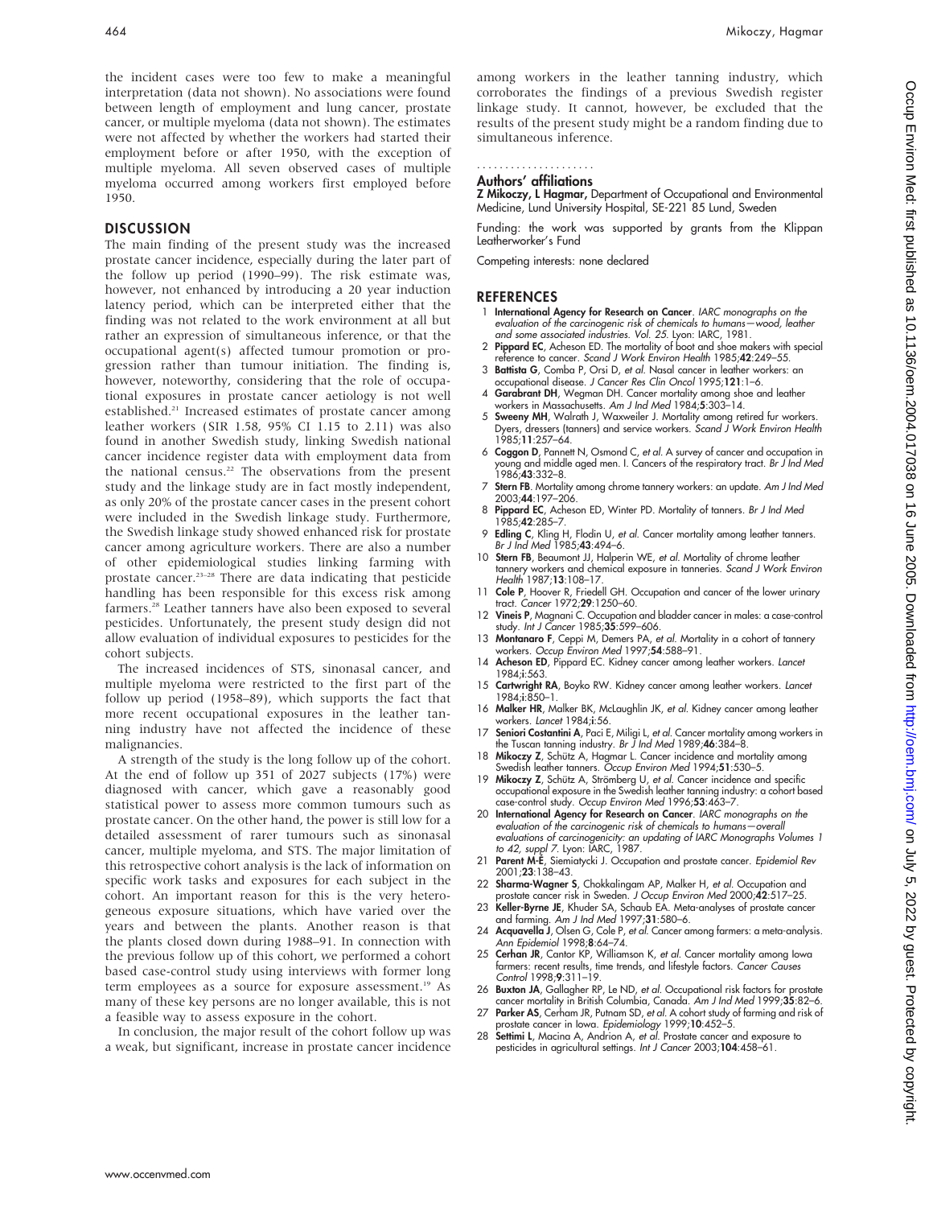the incident cases were too few to make a meaningful interpretation (data not shown). No associations were found between length of employment and lung cancer, prostate cancer, or multiple myeloma (data not shown). The estimates were not affected by whether the workers had started their employment before or after 1950, with the exception of multiple myeloma. All seven observed cases of multiple myeloma occurred among workers first employed before 1950.

## DISCUSSION

The main finding of the present study was the increased prostate cancer incidence, especially during the later part of the follow up period (1990–99). The risk estimate was, however, not enhanced by introducing a 20 year induction latency period, which can be interpreted either that the finding was not related to the work environment at all but rather an expression of simultaneous inference, or that the occupational agent(s) affected tumour promotion or progression rather than tumour initiation. The finding is, however, noteworthy, considering that the role of occupational exposures in prostate cancer aetiology is not well established.[21] Increased estimates of prostate cancer among leather workers (SIR 1.58, 95% CI 1.15 to 2.11) was also found in another Swedish study, linking Swedish national cancer incidence register data with employment data from the national census.[22] The observations from the present study and the linkage study are in fact mostly independent, as only 20% of the prostate cancer cases in the present cohort were included in the Swedish linkage study. Furthermore, the Swedish linkage study showed enhanced risk for prostate cancer among agriculture workers. There are also a number of other epidemiological studies linking farming with prostate cancer.[23–28] There are data indicating that pesticide handling has been responsible for this excess risk among farmers.[28] Leather tanners have also been exposed to several pesticides. Unfortunately, the present study design did not allow evaluation of individual exposures to pesticides for the cohort subjects.

The increased incidences of STS, sinonasal cancer, and multiple myeloma were restricted to the first part of the follow up period (1958–89), which supports the fact that more recent occupational exposures in the leather tanning industry have not affected the incidence of these malignancies.

A strength of the study is the long follow up of the cohort. At the end of follow up 351 of 2027 subjects (17%) were diagnosed with cancer, which gave a reasonably good statistical power to assess more common tumours such as prostate cancer. On the other hand, the power is still low for a detailed assessment of rarer tumours such as sinonasal cancer, multiple myeloma, and STS. The major limitation of this retrospective cohort analysis is the lack of information on specific work tasks and exposures for each subject in the cohort. An important reason for this is the very heterogeneous exposure situations, which have varied over the years and between the plants. Another reason is that the plants closed down during 1988–91. In connection with the previous follow up of this cohort, we performed a cohort based case-control study using interviews with former long term employees as a source for exposure assessment.[19] As many of these key persons are no longer available, this is not a feasible way to assess exposure in the cohort.

In conclusion, the major result of the cohort follow up was a weak, but significant, increase in prostate cancer incidence among workers in the leather tanning industry, which corroborates the findings of a previous Swedish register linkage study. It cannot, however, be excluded that the results of the present study might be a random finding due to simultaneous inference.

### Authors' affiliations

**Z Mikoczy, L Hagmar,** Department of Occupational and Environmental Medicine, Lund University Hospital, SE-221 85 Lund, Sweden

Funding: the work was supported by grants from the Klippan Leatherworker's Fund

Competing interests: none declared

## REFERENCES

1. **International Agency for Research on Cancer**. *IARC monographs on the evaluation of the carcinogenic risk of chemicals to humans—wood, leather and some associated industries. Vol. 25.* Lyon: IARC, 1981.
2. **Pippard EC**, Acheson ED. The mortality of boot and shoe makers with special reference to cancer. *Scand J Work Environ Health* 1985;**42**:249–55.
3. **Battista G**, Comba P, Orsi D, *et al*. Nasal cancer in leather workers: an occupational disease. *J Cancer Res Clin Oncol* 1995;**121**:1–6.
4. **Garabrant DH**, Wegman DH. Cancer mortality among shoe and leather workers in Massachusetts. *Am J Ind Med* 1984;**5**:303–14.
5. **Sweeny MH**, Walrath J, Waxweiler J. Mortality among retired fur workers. Dyers, dressers (tanners) and service workers. *Scand J Work Environ Health* 1985;**11**:257–64.
6. **Coggon D**, Pannett N, Osmond C, *et al*. A survey of cancer and occupation in young and middle aged men. I. Cancers of the respiratory tract. *Br J Ind Med* 1986;**43**:332–8.
7. **Stern FB**. Mortality among chrome tannery workers: an update. *Am J Ind Med* 2003;**44**:197–206.
8. **Pippard EC**, Acheson ED, Winter PD. Mortality of tanners. *Br J Ind Med* 1985;**42**:285–7.
9. **Edling C**, Kling H, Flodin U, *et al*. Cancer mortality among leather tanners. *Br J Ind Med* 1985;**43**:494–6.
10. **Stern FB**, Beaumont JJ, Halperin WE, *et al*. Mortality of chrome leather tannery workers and chemical exposure in tanneries. *Scand J Work Environ Health* 1987;**13**:108–17.
11. **Cole P**, Hoover R, Friedell GH. Occupation and cancer of the lower urinary tract. *Cancer* 1972;**29**:1250–60.
12. **Vineis P**, Magnani C. Occupation and bladder cancer in males: a case-control study. *Int J Cancer* 1985;**35**:599–606.
13. **Montanaro F**, Ceppi M, Demers PA, *et al*. Mortality in a cohort of tannery workers. *Occup Environ Med* 1997;**54**:588–91.
14. **Acheson ED**, Pippard EC. Kidney cancer among leather workers. *Lancet* 1984;**i**:563.
15. **Cartwright RA**, Boyko RW. Kidney cancer among leather workers. *Lancet* 1984;**i**:850–1.
16. **Malker HR**, Malker BK, McLaughlin JK, *et al*. Kidney cancer among leather workers. *Lancet* 1984;**i**:56.
17. **Seniori Costantini A**, Paci E, Miligi L, *et al*. Cancer mortality among workers in the Tuscan tanning industry. *Br J Ind Med* 1989;**46**:384–8.
18. **Mikoczy Z**, Schütz A, Hagmar L. Cancer incidence and mortality among Swedish leather tanners. *Occup Environ Med* 1994;**51**:530–5.
19. **Mikoczy Z**, Schütz A, Strömberg U, *et al*. Cancer incidence and specific occupational exposure in the Swedish leather tanning industry: a cohort based case-control study. *Occup Environ Med* 1996;**53**:463–7.
20. **International Agency for Research on Cancer**. *IARC monographs on the evaluation of the carcinogenic risk of chemicals to humans—overall evaluations of carcinogenicity: an updating of IARC Monographs Volumes 1 to 42, suppl 7.* Lyon: IARC, 1987.
21. **Parent M-É**, Siemiatycki J. Occupation and prostate cancer. *Epidemiol Rev* 2001;**23**:138–43.
22. **Sharma-Wagner S**, Chokkalingam AP, Malker H, *et al*. Occupation and prostate cancer risk in Sweden. *J Occup Environ Med* 2000;**42**:517–25.
23. **Keller-Byrne JE**, Khuder SA, Schaub EA. Meta-analyses of prostate cancer and farming. *Am J Ind Med* 1997;**31**:580–6.
24. **Acquavella J**, Olsen G, Cole P, *et al*. Cancer among farmers: a meta-analysis. *Ann Epidemiol* 1998;**8**:64–74.
25. **Cerhan JR**, Cantor KP, Williamson K, *et al*. Cancer mortality among Iowa farmers: recent results, time trends, and lifestyle factors. *Cancer Causes Control* 1998;**9**:311–19.
26. **Buxton JA**, Gallagher RP, Le ND, *et al*. Occupational risk factors for prostate cancer mortality in British Columbia, Canada. *Am J Ind Med* 1999;**35**:82–6.
27. **Parker AS**, Cerham JR, Putnam SD, *et al*. A cohort study of farming and risk of prostate cancer in Iowa. *Epidemiology* 1999;**10**:452–5.
28. **Settimi L**, Macina A, Andrion A, *et al*. Prostate cancer and exposure to pesticides in agricultural settings. *Int J Cancer* 2003;**104**:458–61.